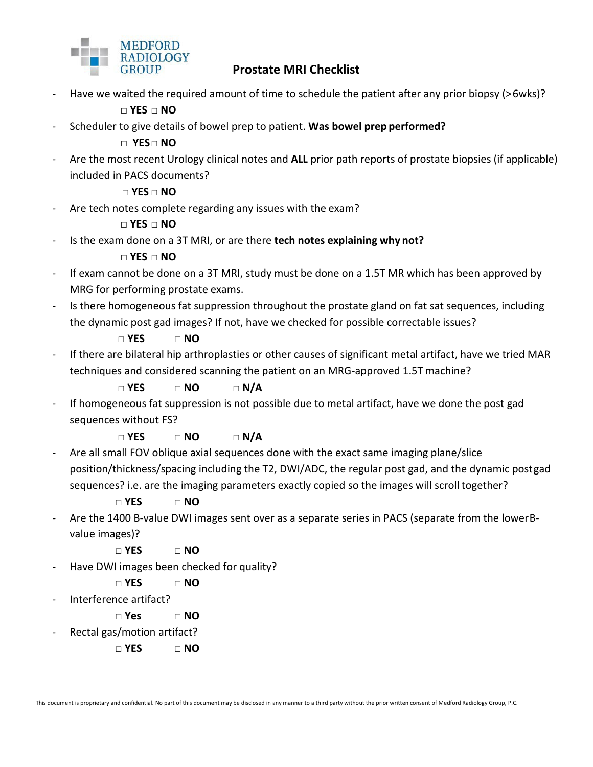MEDFORD RADIOLOGY GROUP

# Prostate MRI Checklist

- Have we waited the required amount of time to schedule the patient after any prior biopsy (>6wks)?

  □ **YES** □ **NO**

- Scheduler to give details of bowel prep to patient. **Was bowel prep performed?**

  □ **YES** □ **NO**

- Are the most recent Urology clinical notes and **ALL** prior path reports of prostate biopsies (if applicable) included in PACS documents?

  □ **YES** □ **NO**

- Are tech notes complete regarding any issues with the exam?

  □ **YES** □ **NO**

- Is the exam done on a 3T MRI, or are there **tech notes explaining why not?**

  □ **YES** □ **NO**

- If exam cannot be done on a 3T MRI, study must be done on a 1.5T MR which has been approved by MRG for performing prostate exams.
- Is there homogeneous fat suppression throughout the prostate gland on fat sat sequences, including the dynamic post gad images? If not, have we checked for possible correctable issues?

  □ **YES** □ **NO**

- If there are bilateral hip arthroplasties or other causes of significant metal artifact, have we tried MAR techniques and considered scanning the patient on an MRG-approved 1.5T machine?

  □ **YES** □ **NO** □ **N/A**

- If homogeneous fat suppression is not possible due to metal artifact, have we done the post gad sequences without FS?

  □ **YES** □ **NO** □ **N/A**

- Are all small FOV oblique axial sequences done with the exact same imaging plane/slice position/thickness/spacing including the T2, DWI/ADC, the regular post gad, and the dynamic post gad sequences? i.e. are the imaging parameters exactly copied so the images will scroll together?

  □ **YES** □ **NO**

- Are the 1400 B-value DWI images sent over as a separate series in PACS (separate from the lower B-value images)?

  □ **YES** □ **NO**

- Have DWI images been checked for quality?

  □ **YES** □ **NO**

- Interference artifact?

  □ **Yes** □ **NO**

- Rectal gas/motion artifact?

  □ **YES** □ **NO**

This document is proprietary and confidential. No part of this document may be disclosed in any manner to a third party without the prior written consent of Medford Radiology Group, P.C.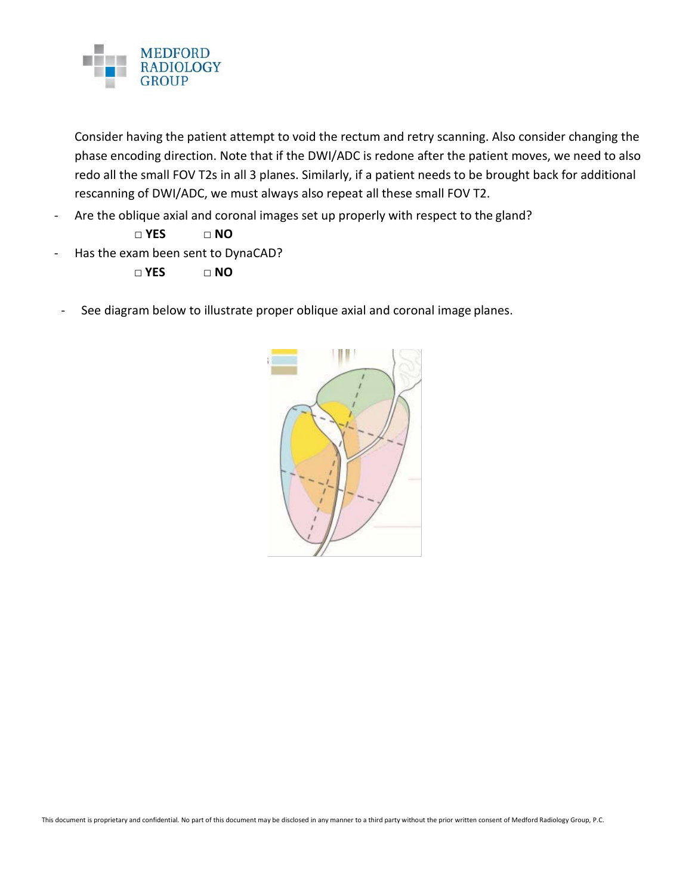Consider having the patient attempt to void the rectum and retry scanning. Also consider changing the phase encoding direction. Note that if the DWI/ADC is redone after the patient moves, we need to also redo all the small FOV T2s in all 3 planes. Similarly, if a patient needs to be brought back for additional rescanning of DWI/ADC, we must always also repeat all these small FOV T2.

- Are the oblique axial and coronal images set up properly with respect to the gland?

  □ **YES** □ **NO**

- Has the exam been sent to DynaCAD?

  □ **YES** □ **NO**

- See diagram below to illustrate proper oblique axial and coronal image planes.